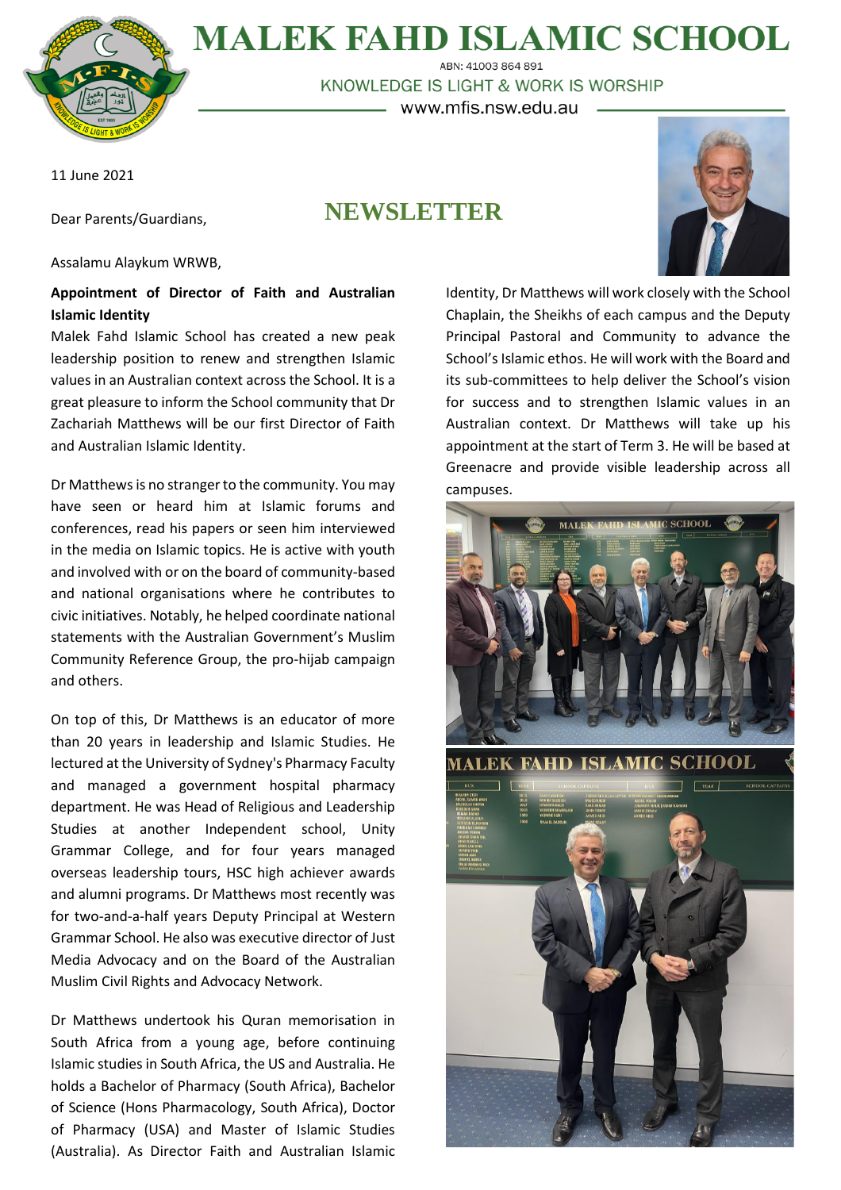# MALEK FAHD ISLAMIC SCHOOL

ABN: 41003 864 891

KNOWLEDGE IS LIGHT & WORK IS WORSHIP

www.mfis.nsw.edu.au

11 June 2021

## NEWSLETTER

Dear Parents/Guardians,

Assalamu Alaykum WRWB,

**Appointment of Director of Faith and Australian Islamic Identity**

Malek Fahd Islamic School has created a new peak leadership position to renew and strengthen Islamic values in an Australian context across the School. It is a great pleasure to inform the School community that Dr Zachariah Matthews will be our first Director of Faith and Australian Islamic Identity.

Dr Matthews is no stranger to the community. You may have seen or heard him at Islamic forums and conferences, read his papers or seen him interviewed in the media on Islamic topics. He is active with youth and involved with or on the board of community-based and national organisations where he contributes to civic initiatives. Notably, he helped coordinate national statements with the Australian Government's Muslim Community Reference Group, the pro-hijab campaign and others.

On top of this, Dr Matthews is an educator of more than 20 years in leadership and Islamic Studies. He lectured at the University of Sydney's Pharmacy Faculty and managed a government hospital pharmacy department. He was Head of Religious and Leadership Studies at another Independent school, Unity Grammar College, and for four years managed overseas leadership tours, HSC high achiever awards and alumni programs. Dr Matthews most recently was for two-and-a-half years Deputy Principal at Western Grammar School. He also was executive director of Just Media Advocacy and on the Board of the Australian Muslim Civil Rights and Advocacy Network.

Dr Matthews undertook his Quran memorisation in South Africa from a young age, before continuing Islamic studies in South Africa, the US and Australia. He holds a Bachelor of Pharmacy (South Africa), Bachelor of Science (Hons Pharmacology, South Africa), Doctor of Pharmacy (USA) and Master of Islamic Studies (Australia). As Director Faith and Australian Islamic Identity, Dr Matthews will work closely with the School Chaplain, the Sheikhs of each campus and the Deputy Principal Pastoral and Community to advance the School's Islamic ethos. He will work with the Board and its sub-committees to help deliver the School's vision for success and to strengthen Islamic values in an Australian context. Dr Matthews will take up his appointment at the start of Term 3. He will be based at Greenacre and provide visible leadership across all campuses.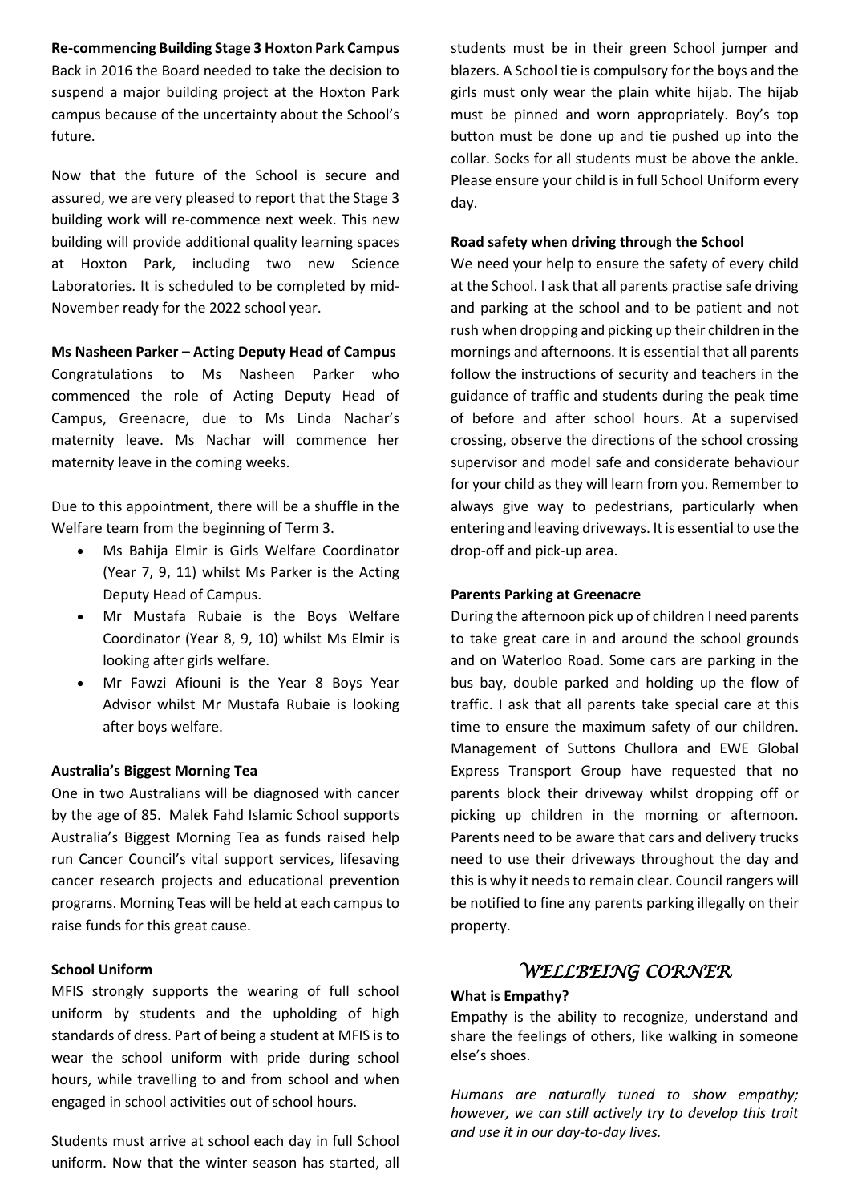**Re-commencing Building Stage 3 Hoxton Park Campus**

Back in 2016 the Board needed to take the decision to suspend a major building project at the Hoxton Park campus because of the uncertainty about the School's future.

Now that the future of the School is secure and assured, we are very pleased to report that the Stage 3 building work will re-commence next week. This new building will provide additional quality learning spaces at Hoxton Park, including two new Science Laboratories. It is scheduled to be completed by mid-November ready for the 2022 school year.

**Ms Nasheen Parker – Acting Deputy Head of Campus**

Congratulations to Ms Nasheen Parker who commenced the role of Acting Deputy Head of Campus, Greenacre, due to Ms Linda Nachar's maternity leave. Ms Nachar will commence her maternity leave in the coming weeks.

Due to this appointment, there will be a shuffle in the Welfare team from the beginning of Term 3.

- Ms Bahija Elmir is Girls Welfare Coordinator (Year 7, 9, 11) whilst Ms Parker is the Acting Deputy Head of Campus.
- Mr Mustafa Rubaie is the Boys Welfare Coordinator (Year 8, 9, 10) whilst Ms Elmir is looking after girls welfare.
- Mr Fawzi Afiouni is the Year 8 Boys Year Advisor whilst Mr Mustafa Rubaie is looking after boys welfare.

**Australia's Biggest Morning Tea**

One in two Australians will be diagnosed with cancer by the age of 85. Malek Fahd Islamic School supports Australia's Biggest Morning Tea as funds raised help run Cancer Council's vital support services, lifesaving cancer research projects and educational prevention programs. Morning Teas will be held at each campus to raise funds for this great cause.

**School Uniform**

MFIS strongly supports the wearing of full school uniform by students and the upholding of high standards of dress. Part of being a student at MFIS is to wear the school uniform with pride during school hours, while travelling to and from school and when engaged in school activities out of school hours.

Students must arrive at school each day in full School uniform. Now that the winter season has started, all students must be in their green School jumper and blazers. A School tie is compulsory for the boys and the girls must only wear the plain white hijab. The hijab must be pinned and worn appropriately. Boy's top button must be done up and tie pushed up into the collar. Socks for all students must be above the ankle. Please ensure your child is in full School Uniform every day.

**Road safety when driving through the School**

We need your help to ensure the safety of every child at the School. I ask that all parents practise safe driving and parking at the school and to be patient and not rush when dropping and picking up their children in the mornings and afternoons. It is essential that all parents follow the instructions of security and teachers in the guidance of traffic and students during the peak time of before and after school hours. At a supervised crossing, observe the directions of the school crossing supervisor and model safe and considerate behaviour for your child as they will learn from you. Remember to always give way to pedestrians, particularly when entering and leaving driveways. It is essential to use the drop-off and pick-up area.

**Parents Parking at Greenacre**

During the afternoon pick up of children I need parents to take great care in and around the school grounds and on Waterloo Road. Some cars are parking in the bus bay, double parked and holding up the flow of traffic. I ask that all parents take special care at this time to ensure the maximum safety of our children. Management of Suttons Chullora and EWE Global Express Transport Group have requested that no parents block their driveway whilst dropping off or picking up children in the morning or afternoon. Parents need to be aware that cars and delivery trucks need to use their driveways throughout the day and this is why it needs to remain clear. Council rangers will be notified to fine any parents parking illegally on their property.

## *WELLBEING CORNER*

**What is Empathy?**

Empathy is the ability to recognize, understand and share the feelings of others, like walking in someone else's shoes.

*Humans are naturally tuned to show empathy; however, we can still actively try to develop this trait and use it in our day-to-day lives.*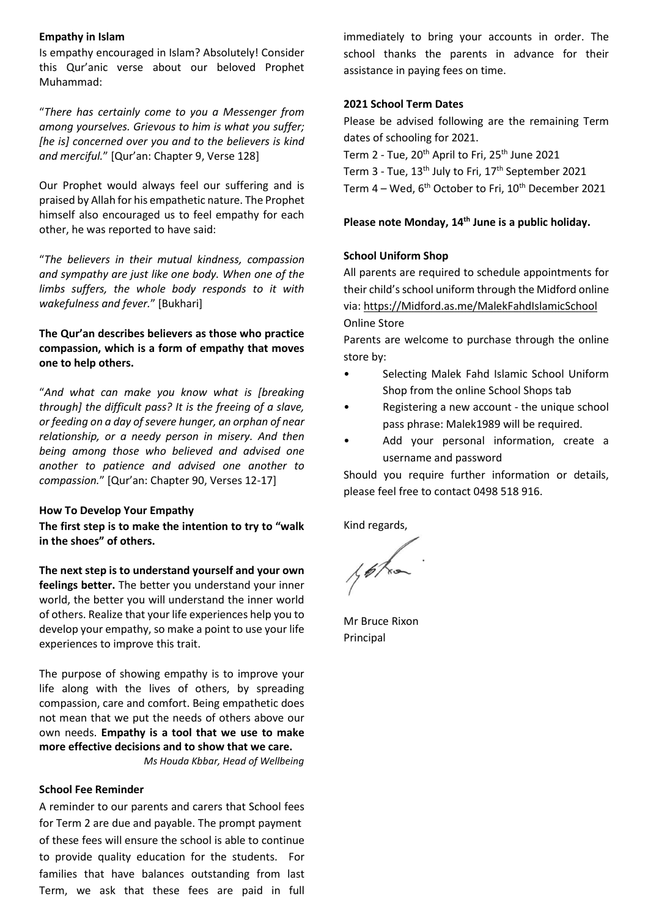**Empathy in Islam**

Is empathy encouraged in Islam? Absolutely! Consider this Qur'anic verse about our beloved Prophet Muhammad:

"*There has certainly come to you a Messenger from among yourselves. Grievous to him is what you suffer; [he is] concerned over you and to the believers is kind and merciful.*" [Qur'an: Chapter 9, Verse 128]

Our Prophet would always feel our suffering and is praised by Allah for his empathetic nature. The Prophet himself also encouraged us to feel empathy for each other, he was reported to have said:

"*The believers in their mutual kindness, compassion and sympathy are just like one body. When one of the limbs suffers, the whole body responds to it with wakefulness and fever.*" [Bukhari]

**The Qur'an describes believers as those who practice compassion, which is a form of empathy that moves one to help others.**

"*And what can make you know what is [breaking through] the difficult pass? It is the freeing of a slave, or feeding on a day of severe hunger, an orphan of near relationship, or a needy person in misery. And then being among those who believed and advised one another to patience and advised one another to compassion.*" [Qur'an: Chapter 90, Verses 12-17]

**How To Develop Your Empathy**

**The first step is to make the intention to try to "walk in the shoes" of others.**

**The next step is to understand yourself and your own feelings better.** The better you understand your inner world, the better you will understand the inner world of others. Realize that your life experiences help you to develop your empathy, so make a point to use your life experiences to improve this trait.

The purpose of showing empathy is to improve your life along with the lives of others, by spreading compassion, care and comfort. Being empathetic does not mean that we put the needs of others above our own needs. **Empathy is a tool that we use to make more effective decisions and to show that we care.**

*Ms Houda Kbbar, Head of Wellbeing*

**School Fee Reminder**

A reminder to our parents and carers that School fees for Term 2 are due and payable. The prompt payment of these fees will ensure the school is able to continue to provide quality education for the students. For families that have balances outstanding from last Term, we ask that these fees are paid in full immediately to bring your accounts in order. The school thanks the parents in advance for their assistance in paying fees on time.

**2021 School Term Dates**

Please be advised following are the remaining Term dates of schooling for 2021.

Term 2 - Tue, 20th April to Fri, 25th June 2021
Term 3 - Tue, 13th July to Fri, 17th September 2021
Term 4 – Wed, 6th October to Fri, 10th December 2021

**Please note Monday, 14th June is a public holiday.**

**School Uniform Shop**

All parents are required to schedule appointments for their child's school uniform through the Midford online via: https://Midford.as.me/MalekFahdIslamicSchool

Online Store

Parents are welcome to purchase through the online store by:

- Selecting Malek Fahd Islamic School Uniform Shop from the online School Shops tab
- Registering a new account - the unique school pass phrase: Malek1989 will be required.
- Add your personal information, create a username and password

Should you require further information or details, please feel free to contact 0498 518 916.

Kind regards,

Mr Bruce Rixon
Principal